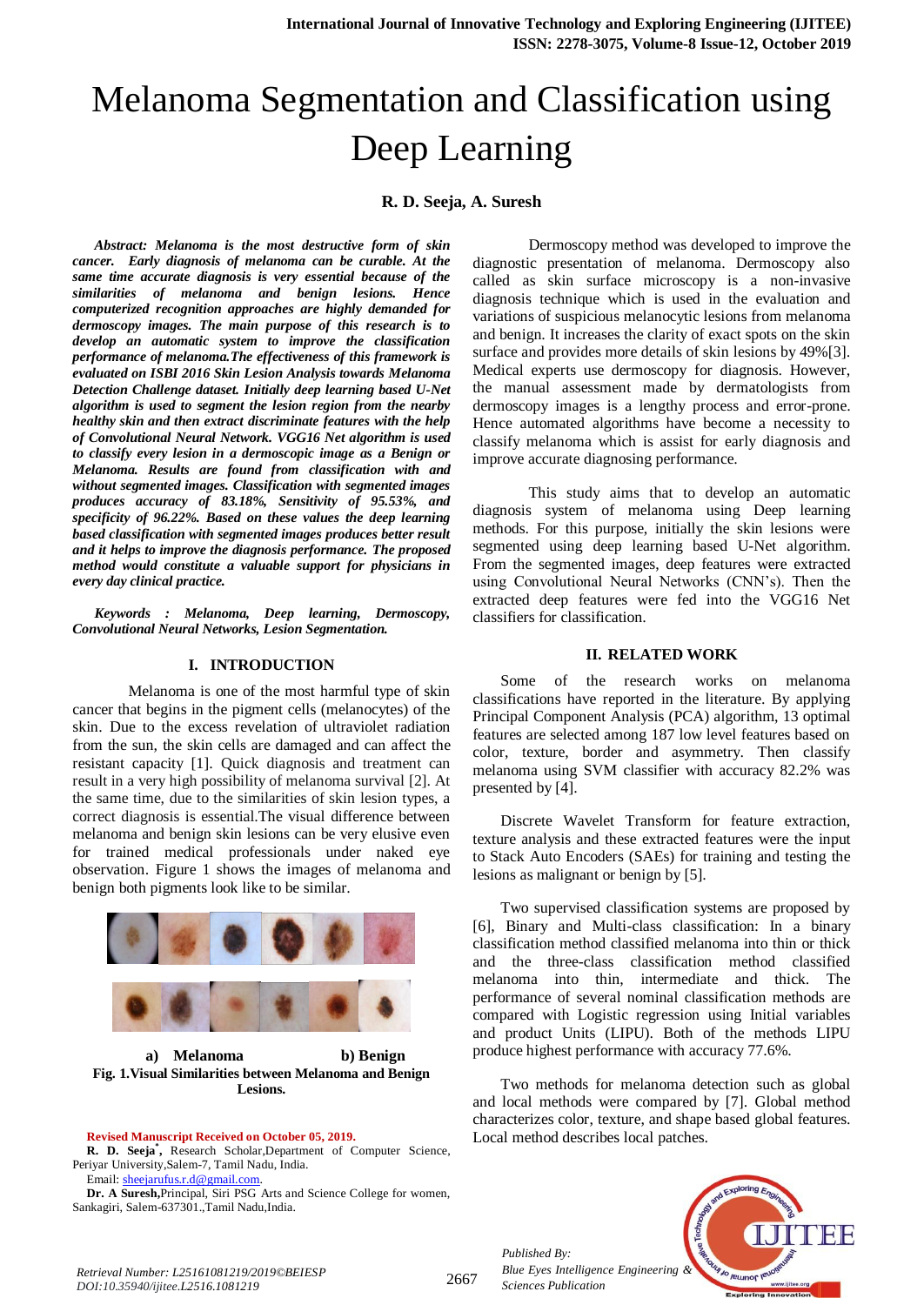# Melanoma Segmentation and Classification using Deep Learning

**R. D. Seeja, A. Suresh**

***Abstract: Melanoma is the most destructive form of skin cancer. Early diagnosis of melanoma can be curable. At the same time accurate diagnosis is very essential because of the similarities of melanoma and benign lesions. Hence computerized recognition approaches are highly demanded for dermoscopy images. The main purpose of this research is to develop an automatic system to improve the classification performance of melanoma.The effectiveness of this framework is evaluated on ISBI 2016 Skin Lesion Analysis towards Melanoma Detection Challenge dataset. Initially deep learning based U-Net algorithm is used to segment the lesion region from the nearby healthy skin and then extract discriminate features with the help of Convolutional Neural Network. VGG16 Net algorithm is used to classify every lesion in a dermoscopic image as a Benign or Melanoma. Results are found from classification with and without segmented images. Classification with segmented images produces accuracy of 83.18%, Sensitivity of 95.53%, and specificity of 96.22%. Based on these values the deep learning based classification with segmented images produces better result and it helps to improve the diagnosis performance. The proposed method would constitute a valuable support for physicians in every day clinical practice.***

***Keywords : Melanoma, Deep learning, Dermoscopy, Convolutional Neural Networks, Lesion Segmentation.***

## I. INTRODUCTION

Melanoma is one of the most harmful type of skin cancer that begins in the pigment cells (melanocytes) of the skin. Due to the excess revelation of ultraviolet radiation from the sun, the skin cells are damaged and can affect the resistant capacity [1]. Quick diagnosis and treatment can result in a very high possibility of melanoma survival [2]. At the same time, due to the similarities of skin lesion types, a correct diagnosis is essential.The visual difference between melanoma and benign skin lesions can be very elusive even for trained medical professionals under naked eye observation. Figure 1 shows the images of melanoma and benign both pigments look like to be similar.

**a) Melanoma b) Benign**

**Fig. 1.Visual Similarities between Melanoma and Benign Lesions.**

Dermoscopy method was developed to improve the diagnostic presentation of melanoma. Dermoscopy also called as skin surface microscopy is a non-invasive diagnosis technique which is used in the evaluation and variations of suspicious melanocytic lesions from melanoma and benign. It increases the clarity of exact spots on the skin surface and provides more details of skin lesions by 49%[3]. Medical experts use dermoscopy for diagnosis. However, the manual assessment made by dermatologists from dermoscopy images is a lengthy process and error-prone. Hence automated algorithms have become a necessity to classify melanoma which is assist for early diagnosis and improve accurate diagnosing performance.

This study aims that to develop an automatic diagnosis system of melanoma using Deep learning methods. For this purpose, initially the skin lesions were segmented using deep learning based U-Net algorithm. From the segmented images, deep features were extracted using Convolutional Neural Networks (CNN's). Then the extracted deep features were fed into the VGG16 Net classifiers for classification.

## II. RELATED WORK

Some of the research works on melanoma classifications have reported in the literature. By applying Principal Component Analysis (PCA) algorithm, 13 optimal features are selected among 187 low level features based on color, texture, border and asymmetry. Then classify melanoma using SVM classifier with accuracy 82.2% was presented by [4].

Discrete Wavelet Transform for feature extraction, texture analysis and these extracted features were the input to Stack Auto Encoders (SAEs) for training and testing the lesions as malignant or benign by [5].

Two supervised classification systems are proposed by [6], Binary and Multi-class classification: In a binary classification method classified melanoma into thin or thick and the three-class classification method classified melanoma into thin, intermediate and thick. The performance of several nominal classification methods are compared with Logistic regression using Initial variables and product Units (LIPU). Both of the methods LIPU produce highest performance with accuracy 77.6%.

Two methods for melanoma detection such as global and local methods were compared by [7]. Global method characterizes color, texture, and shape based global features. Local method describes local patches.

**Revised Manuscript Received on October 05, 2019.**

**R. D. Seeja[*]**, Research Scholar,Department of Computer Science, Periyar University,Salem-7, Tamil Nadu, India.
Email: sheejarufus.r.d@gmail.com.

**Dr. A Suresh,** Principal, Siri PSG Arts and Science College for women, Sankagiri, Salem-637301.,Tamil Nadu,India.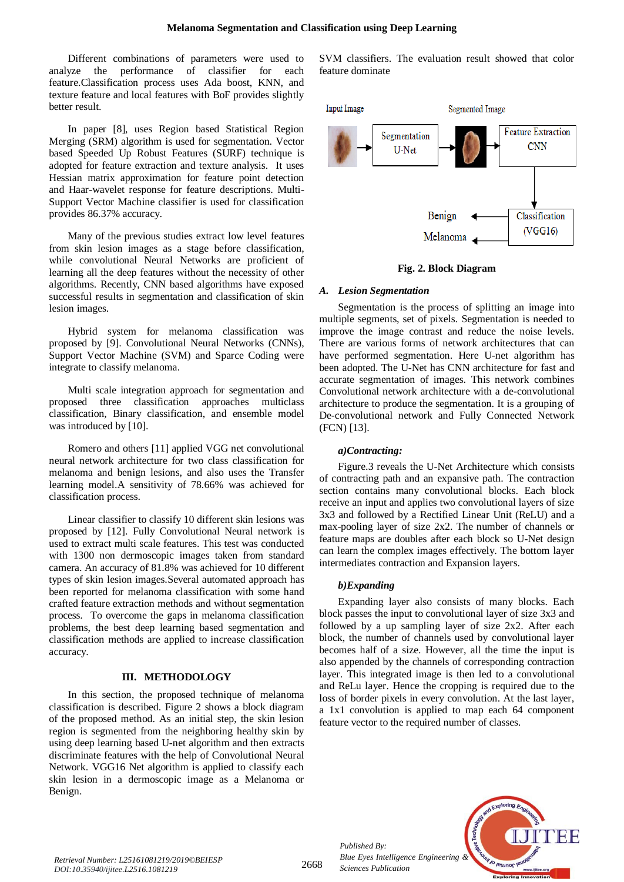Different combinations of parameters were used to analyze the performance of classifier for each feature.Classification process uses Ada boost, KNN, and texture feature and local features with BoF provides slightly better result.

In paper [8], uses Region based Statistical Region Merging (SRM) algorithm is used for segmentation. Vector based Speeded Up Robust Features (SURF) technique is adopted for feature extraction and texture analysis. It uses Hessian matrix approximation for feature point detection and Haar-wavelet response for feature descriptions. Multi-Support Vector Machine classifier is used for classification provides 86.37% accuracy.

Many of the previous studies extract low level features from skin lesion images as a stage before classification, while convolutional Neural Networks are proficient of learning all the deep features without the necessity of other algorithms. Recently, CNN based algorithms have exposed successful results in segmentation and classification of skin lesion images.

Hybrid system for melanoma classification was proposed by [9]. Convolutional Neural Networks (CNNs), Support Vector Machine (SVM) and Sparce Coding were integrate to classify melanoma.

Multi scale integration approach for segmentation and proposed three classification approaches multiclass classification, Binary classification, and ensemble model was introduced by [10].

Romero and others [11] applied VGG net convolutional neural network architecture for two class classification for melanoma and benign lesions, and also uses the Transfer learning model.A sensitivity of 78.66% was achieved for classification process.

Linear classifier to classify 10 different skin lesions was proposed by [12]. Fully Convolutional Neural network is used to extract multi scale features. This test was conducted with 1300 non dermoscopic images taken from standard camera. An accuracy of 81.8% was achieved for 10 different types of skin lesion images.Several automated approach has been reported for melanoma classification with some hand crafted feature extraction methods and without segmentation process. To overcome the gaps in melanoma classification problems, the best deep learning based segmentation and classification methods are applied to increase classification accuracy.

## III. METHODOLOGY

In this section, the proposed technique of melanoma classification is described. Figure 2 shows a block diagram of the proposed method. As an initial step, the skin lesion region is segmented from the neighboring healthy skin by using deep learning based U-net algorithm and then extracts discriminate features with the help of Convolutional Neural Network. VGG16 Net algorithm is applied to classify each skin lesion in a dermoscopic image as a Melanoma or Benign. SVM classifiers. The evaluation result showed that color feature dominate

Input Image → Segmentation U-Net → Segmented Image → Feature Extraction CNN → Classification (VGG16) → Benign / Melanoma

**Fig. 2. Block Diagram**

### A. *Lesion Segmentation*

Segmentation is the process of splitting an image into multiple segments, set of pixels. Segmentation is needed to improve the image contrast and reduce the noise levels. There are various forms of network architectures that can have performed segmentation. Here U-net algorithm has been adopted. The U-Net has CNN architecture for fast and accurate segmentation of images. This network combines Convolutional network architecture with a de-convolutional architecture to produce the segmentation. It is a grouping of De-convolutional network and Fully Connected Network (FCN) [13].

#### *a)Contracting:*

Figure.3 reveals the U-Net Architecture which consists of contracting path and an expansive path. The contraction section contains many convolutional blocks. Each block receive an input and applies two convolutional layers of size 3x3 and followed by a Rectified Linear Unit (ReLU) and a max-pooling layer of size 2x2. The number of channels or feature maps are doubles after each block so U-Net design can learn the complex images effectively. The bottom layer intermediates contraction and Expansion layers.

#### *b)Expanding*

Expanding layer also consists of many blocks. Each block passes the input to convolutional layer of size 3x3 and followed by a up sampling layer of size 2x2. After each block, the number of channels used by convolutional layer becomes half of a size. However, all the time the input is also appended by the channels of corresponding contraction layer. This integrated image is then led to a convolutional and ReLu layer. Hence the cropping is required due to the loss of border pixels in every convolution. At the last layer, a 1x1 convolution is applied to map each 64 component feature vector to the required number of classes.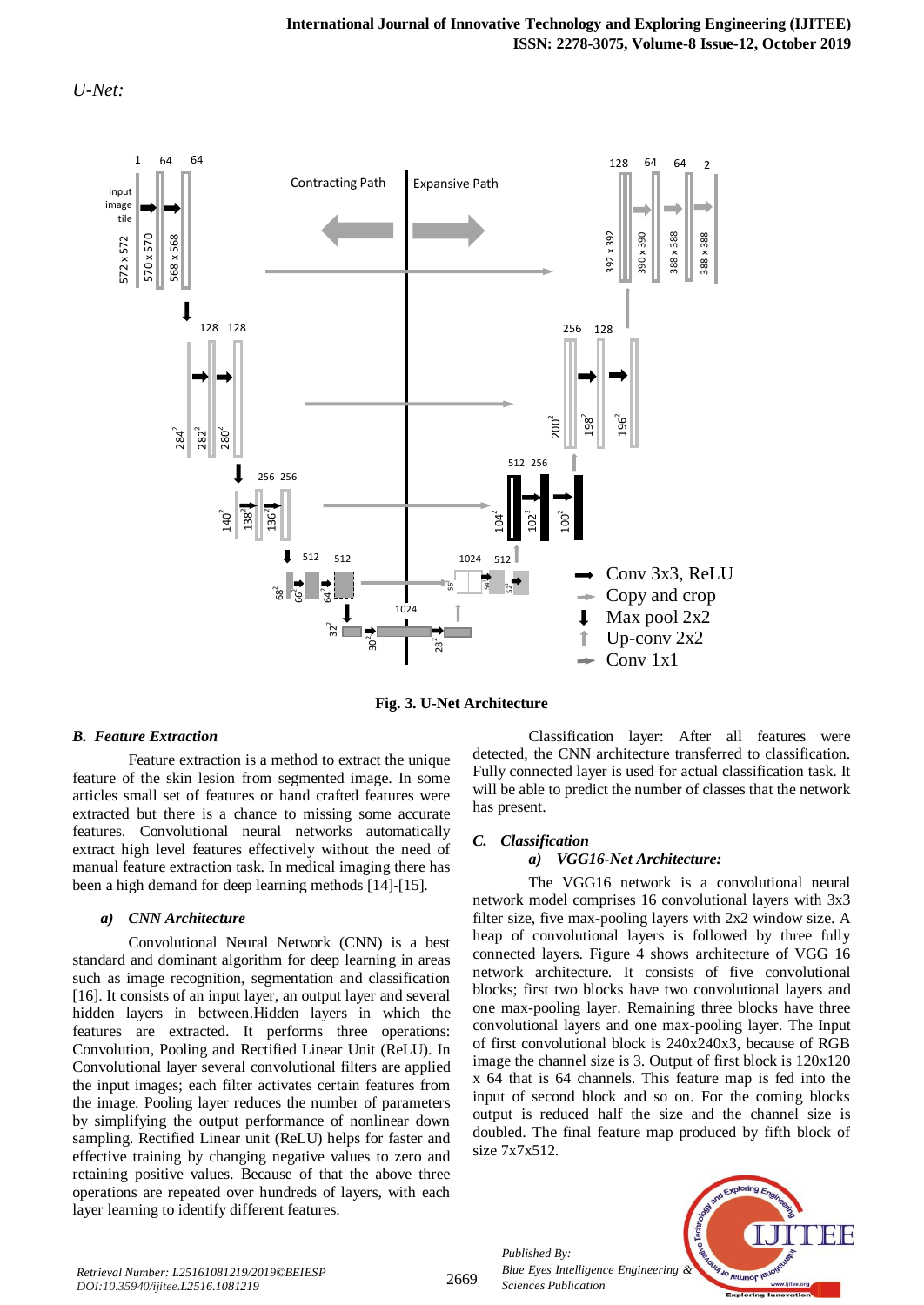*U-Net:*

**Fig. 3. U-Net Architecture**

### *B. Feature Extraction*

Feature extraction is a method to extract the unique feature of the skin lesion from segmented image. In some articles small set of features or hand crafted features were extracted but there is a chance to missing some accurate features. Convolutional neural networks automatically extract high level features effectively without the need of manual feature extraction task. In medical imaging there has been a high demand for deep learning methods [14]-[15].

#### *a) CNN Architecture*

Convolutional Neural Network (CNN) is a best standard and dominant algorithm for deep learning in areas such as image recognition, segmentation and classification [16]. It consists of an input layer, an output layer and several hidden layers in between.Hidden layers in which the features are extracted. It performs three operations: Convolution, Pooling and Rectified Linear Unit (ReLU). In Convolutional layer several convolutional filters are applied the input images; each filter activates certain features from the image. Pooling layer reduces the number of parameters by simplifying the output performance of nonlinear down sampling. Rectified Linear unit (ReLU) helps for faster and effective training by changing negative values to zero and retaining positive values. Because of that the above three operations are repeated over hundreds of layers, with each layer learning to identify different features.

Classification layer: After all features were detected, the CNN architecture transferred to classification. Fully connected layer is used for actual classification task. It will be able to predict the number of classes that the network has present.

### *C. Classification*

#### *a) VGG16-Net Architecture:*

The VGG16 network is a convolutional neural network model comprises 16 convolutional layers with 3x3 filter size, five max-pooling layers with 2x2 window size. A heap of convolutional layers is followed by three fully connected layers. Figure 4 shows architecture of VGG 16 network architecture. It consists of five convolutional blocks; first two blocks have two convolutional layers and one max-pooling layer. Remaining three blocks have three convolutional layers and one max-pooling layer. The Input of first convolutional block is 240x240x3, because of RGB image the channel size is 3. Output of first block is 120x120 x 64 that is 64 channels. This feature map is fed into the input of second block and so on. For the coming blocks output is reduced half the size and the channel size is doubled. The final feature map produced by fifth block of size 7x7x512.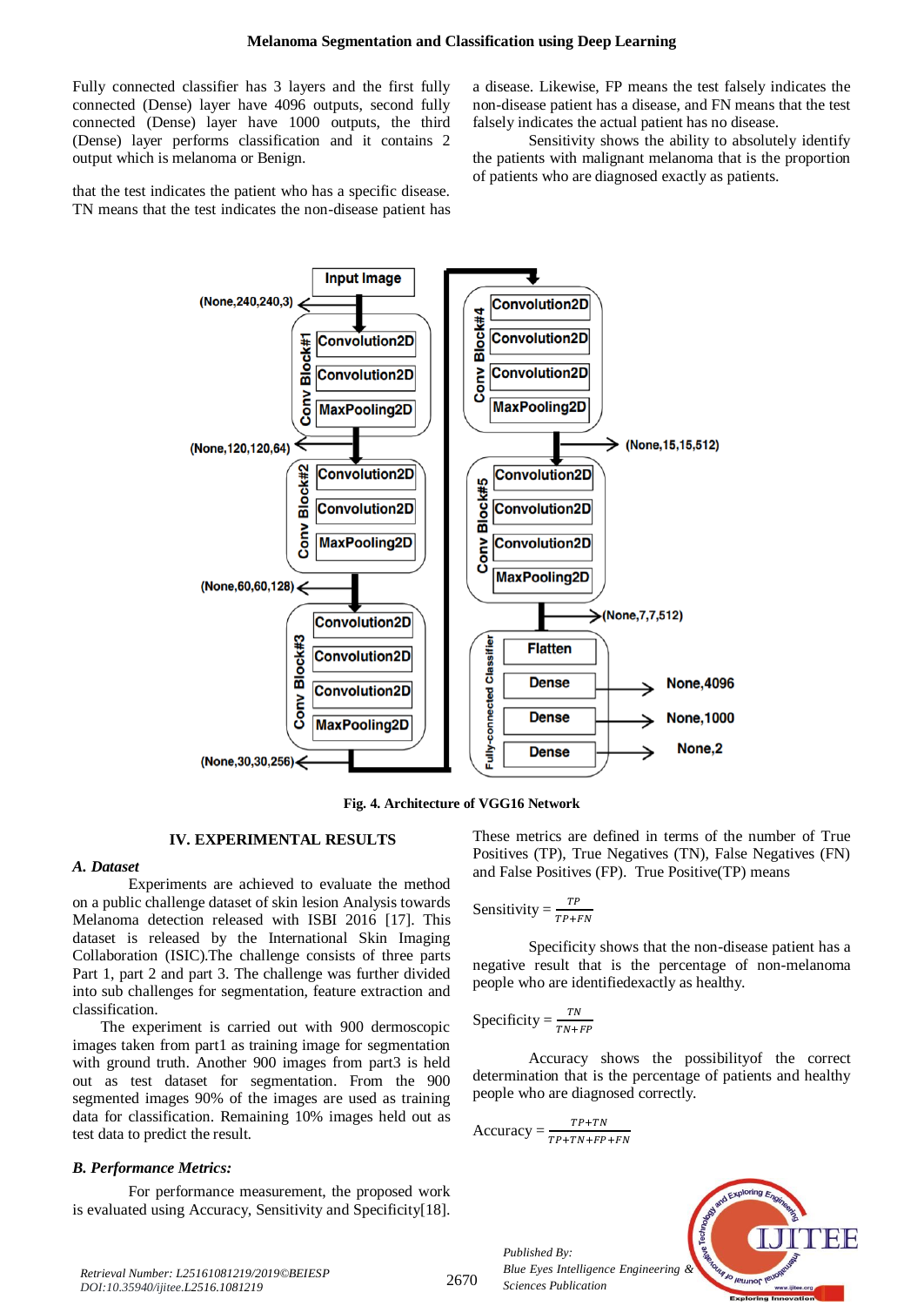Fully connected classifier has 3 layers and the first fully connected (Dense) layer have 4096 outputs, second fully connected (Dense) layer have 1000 outputs, the third (Dense) layer performs classification and it contains 2 output which is melanoma or Benign.

Fig. 4. Architecture of VGG16 Network

## IV. EXPERIMENTAL RESULTS

### *A. Dataset*

Experiments are achieved to evaluate the method on a public challenge dataset of skin lesion Analysis towards Melanoma detection released with ISBI 2016 [17]. This dataset is released by the International Skin Imaging Collaboration (ISIC).The challenge consists of three parts Part 1, part 2 and part 3. The challenge was further divided into sub challenges for segmentation, feature extraction and classification.

The experiment is carried out with 900 dermoscopic images taken from part1 as training image for segmentation with ground truth. Another 900 images from part3 is held out as test dataset for segmentation. From the 900 segmented images 90% of the images are used as training data for classification. Remaining 10% images held out as test data to predict the result.

### *B. Performance Metrics:*

For performance measurement, the proposed work is evaluated using Accuracy, Sensitivity and Specificity[18]. These metrics are defined in terms of the number of True Positives (TP), True Negatives (TN), False Negatives (FN) and False Positives (FP). True Positive(TP) means that the test indicates the patient who has a specific disease. TN means that the test indicates the non-disease patient has a disease. Likewise, FP means the test falsely indicates the non-disease patient has a disease, and FN means that the test falsely indicates the actual patient has no disease.

Sensitivity shows the ability to absolutely identify the patients with malignant melanoma that is the proportion of patients who are diagnosed exactly as patients.

$$\text{Sensitivity} = \frac{TP}{TP+FN}$$

Specificity shows that the non-disease patient has a negative result that is the percentage of non-melanoma people who are identifiedexactly as healthy.

$$\text{Specificity} = \frac{TN}{TN+FP}$$

Accuracy shows the possibilityof the correct determination that is the percentage of patients and healthy people who are diagnosed correctly.

$$\text{Accuracy} = \frac{TP+TN}{TP+TN+FP+FN}$$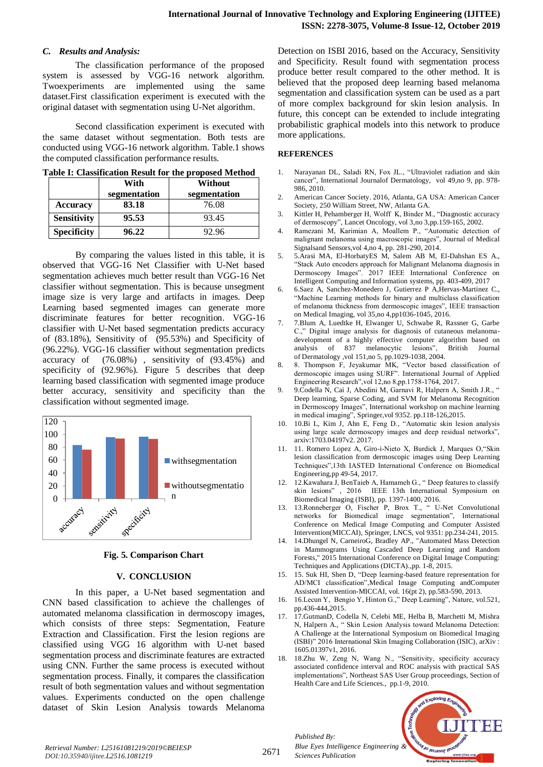### C. Results and Analysis:

The classification performance of the proposed system is assessed by VGG-16 network algorithm. Twoexperiments are implemented using the same dataset.First classification experiment is executed with the original dataset with segmentation using U-Net algorithm.

Second classification experiment is executed with the same dataset without segmentation. Both tests are conducted using VGG-16 network algorithm. Table.1 shows the computed classification performance results.

**Table I: Classification Result for the proposed Method**

| | With segmentation | Without segmentation |
|---|---|---|
| **Accuracy** | **83.18** | 76.08 |
| **Sensitivity** | **95.53** | 93.45 |
| **Specificity** | **96.22** | 92.96 |

By comparing the values listed in this table, it is observed that VGG-16 Net Classifier with U-Net based segmentation achieves much better result than VGG-16 Net classifier without segmentation. This is because unsegment image size is very large and artifacts in images. Deep Learning based segmented images can generate more discriminate features for better recognition. VGG-16 classifier with U-Net based segmentation predicts accuracy of (83.18%), Sensitivity of (95.53%) and Specificity of (96.22%). VGG-16 classifier without segmentation predicts accuracy of (76.08%) , sensitivity of (93.45%) and specificity of (92.96%). Figure 5 describes that deep learning based classification with segmented image produce better accuracy, sensitivity and specificity than the classification without segmented image.

**Fig. 5. Comparison Chart**

## V. CONCLUSION

In this paper, a U-Net based segmentation and CNN based classification to achieve the challenges of automated melanoma classification in dermoscopy images, which consists of three steps: Segmentation, Feature Extraction and Classification. First the lesion regions are classified using VGG 16 algorithm with U-net based segmentation process and discriminate features are extracted using CNN. Further the same process is executed without segmentation process. Finally, it compares the classification result of both segmentation values and without segmentation values. Experiments conducted on the open challenge dataset of Skin Lesion Analysis towards Melanoma Detection on ISBI 2016, based on the Accuracy, Sensitivity and Specificity. Result found with segmentation process produce better result compared to the other method. It is believed that the proposed deep learning based melanoma segmentation and classification system can be used as a part of more complex background for skin lesion analysis. In future, this concept can be extended to include integrating probabilistic graphical models into this network to produce more applications.

## REFERENCES

1. Narayanan DL, Saladi RN, Fox JL., "Ultraviolet radiation and skin cancer", International Journalof Dermatology, vol 49,no 9, pp. 978-986, 2010.
2. American Cancer Society. 2016, Atlanta, GA USA: American Cancer Society, 250 William Street, NW, Atlanta GA.
3. Kittler H, Pehamberger H, Wolff K, Binder M., "Diagnostic accuracy of dermoscopy", Lancet Oncology, vol 3,no 3,pp.159-165, 2002.
4. Ramezani M, Karimian A, Moallem P., "Automatic detection of malignant melanoma using macroscopic images", Journal of Medical Signalsand Sensors,vol 4,no 4, pp. 281-290, 2014.
5. 5.Arasi MA, El-HorbatyES M, Salem AB M, El-Dahshan ES A., "Stack Auto encoders approach for Malignant Melanoma diagnosis in Dermoscopy Images". 2017 IEEE International Conference on Intelligent Computing and Information systems, pp. 403-409, 2017
6. 6.Saez A, Sanchez-Monedero J, Gutierrez P A,Hervas-Martinez C., "Machine Learning methods for binary and multiclass classification of melanoma thickness from dermoscopic images", IEEE transaction on Medical Imaging, vol 35,no 4,pp1036-1045, 2016.
7. 7.Blum A, Luedtke H, Elwanger U, Schwabe R, Rassner G, Garbe C.," Digital image analysis for diagnosis of cutaneous melanoma-development of a highly effective computer algorithm based on analysis of 837 melanocytic lesions", British Journal of Dermatology ,vol 151,no 5, pp.1029-1038, 2004.
8. 8. Thompson F, Jeyakumar MK, "Vector based classification of dermoscopic images using SURF". International Journal of Applied Engineering Research",vol 12,no 8,pp.1758-1764, 2017.
9. 9.Codella N, Cai J, Abedini M, Garnavi R, Halpern A, Smith J.R., " Deep learning, Sparse Coding, and SVM for Melanoma Recognition in Dermoscopy Images", International workshop on machine learning in medical imaging", Springer,vol 9352. pp.118-126,2015.
10. 10.Bi L, Kim J, Ahn E, Feng D., "Automatic skin lesion analysis using large scale dermoscopy images and deep residual networks", arxiv:1703.04197v2. 2017.
11. 11. Romero Lopez A, Giro-i-Nieto X, Burdick J, Marques O,"Skin lesion classification from dermoscopic images using Deep Learning Techniques",13th IASTED International Conference on Biomedical Engineering,pp 49-54, 2017.
12. 12.Kawahara J, BenTaieb A, Hamarneh G., " Deep features to classify skin lesions" , 2016 IEEE 13th International Symposium on Biomedical Imaging (ISBI), pp. 1397-1400, 2016.
13. 13.Ronneberger O, Fischer P, Brox T., " U-Net Convolutional networks for Biomedical image segmentation", International Conference on Medical Image Computing and Computer Assisted Intervention(MICCAI), Springer, LNCS, vol 9351: pp.234-241, 2015.
14. 14.Dhungel N, CarneiroG, Bradley AP., "Automated Mass Detection in Mammograms Using Cascaded Deep Learning and Random Forests," 2015 International Conference on Digital Image Computing: Techniques and Applications (DICTA).,pp. 1-8, 2015.
15. 15. Suk HI, Shen D, "Deep learning-based feature representation for AD/MCI classification",Medical Image Computing andComputer Assisted Intervention-MICCAI, vol. 16(pt 2), pp.583-590, 2013.
16. 16.Lecun Y, Bengio Y, Hinton G.," Deep Learning", Nature, vol.521, pp.436-444,2015.
17. 17.GutmanD, Codella N, Celebi ME, Helba B, Marchetti M, Mishra N, Halpern A., " Skin Lesion Analysis toward Melanoma Detection: A Challenge at the International Symposium on Biomedical Imaging (ISBI)" 2016 International Skin Imaging Collaboration (ISIC), arXiv : 1605.01397v1, 2016.
18. 18.Zhu W, Zeng N, Wang N., "Sensitivity, specificity accuracy associated confidence interval and ROC analysis with practical SAS implementations", Northeast SAS User Group proceedings, Section of Health Care and Life Sciences., pp.1-9, 2010.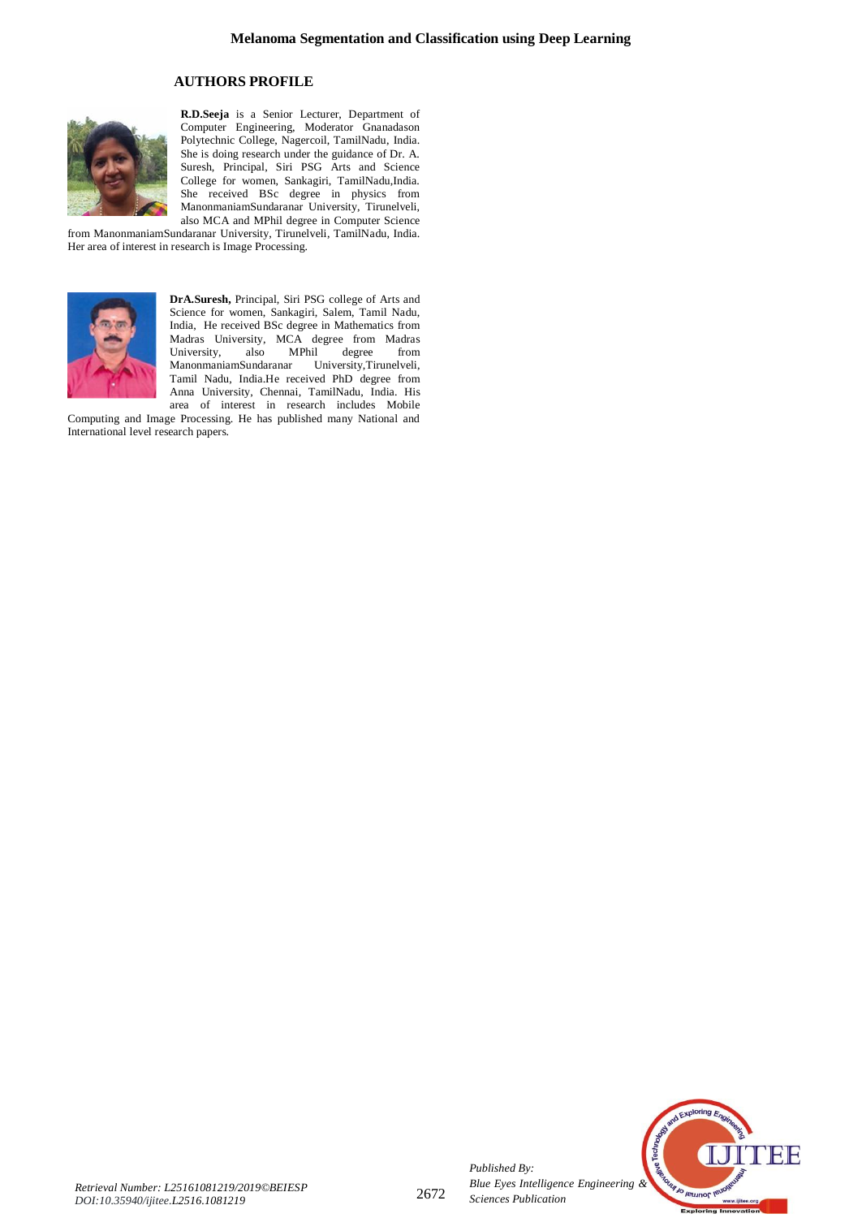## AUTHORS PROFILE

**R.D.Seeja** is a Senior Lecturer, Department of Computer Engineering, Moderator Gnanadason Polytechnic College, Nagercoil, TamilNadu, India. She is doing research under the guidance of Dr. A. Suresh, Principal, Siri PSG Arts and Science College for women, Sankagiri, TamilNadu,India. She received BSc degree in physics from ManonmaniamSundaranar University, Tirunelveli, also MCA and MPhil degree in Computer Science from ManonmaniamSundaranar University, Tirunelveli, TamilNadu, India. Her area of interest in research is Image Processing.

**DrA.Suresh,** Principal, Siri PSG college of Arts and Science for women, Sankagiri, Salem, Tamil Nadu, India, He received BSc degree in Mathematics from Madras University, MCA degree from Madras University, also MPhil degree from ManonmaniamSundaranar University,Tirunelveli, Tamil Nadu, India.He received PhD degree from Anna University, Chennai, TamilNadu, India. His area of interest in research includes Mobile Computing and Image Processing. He has published many National and International level research papers.